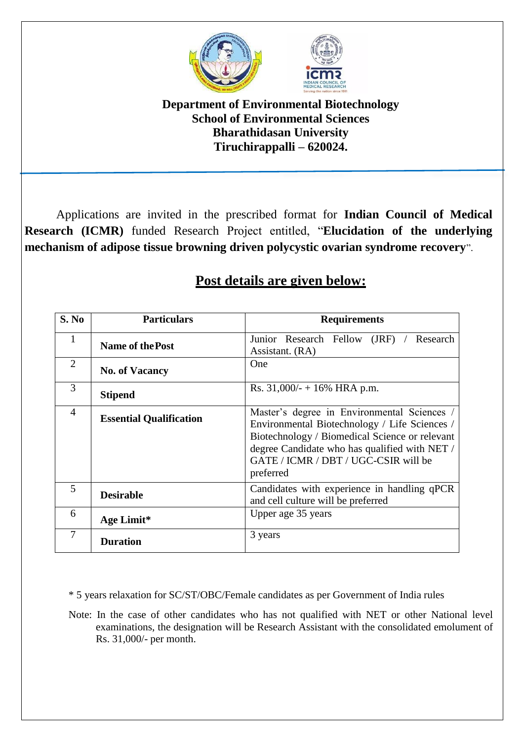**Department of Environmental Biotechnology**
**School of Environmental Sciences**
**Bharathidasan University**
**Tiruchirappalli – 620024.**

Applications are invited in the prescribed format for **Indian Council of Medical Research (ICMR)** funded Research Project entitled, "**Elucidation of the underlying mechanism of adipose tissue browning driven polycystic ovarian syndrome recovery**".

## Post details are given below:

| S. No | Particulars | Requirements |
|---|---|---|
| 1 | **Name of the Post** | Junior Research Fellow (JRF) / Research Assistant. (RA) |
| 2 | **No. of Vacancy** | One |
| 3 | **Stipend** | Rs. 31,000/- + 16% HRA p.m. |
| 4 | **Essential Qualification** | Master's degree in Environmental Sciences / Environmental Biotechnology / Life Sciences / Biotechnology / Biomedical Science or relevant degree Candidate who has qualified with NET / GATE / ICMR / DBT / UGC-CSIR will be preferred |
| 5 | **Desirable** | Candidates with experience in handling qPCR and cell culture will be preferred |
| 6 | **Age Limit*** | Upper age 35 years |
| 7 | **Duration** | 3 years |

* 5 years relaxation for SC/ST/OBC/Female candidates as per Government of India rules

Note: In the case of other candidates who has not qualified with NET or other National level examinations, the designation will be Research Assistant with the consolidated emolument of Rs. 31,000/- per month.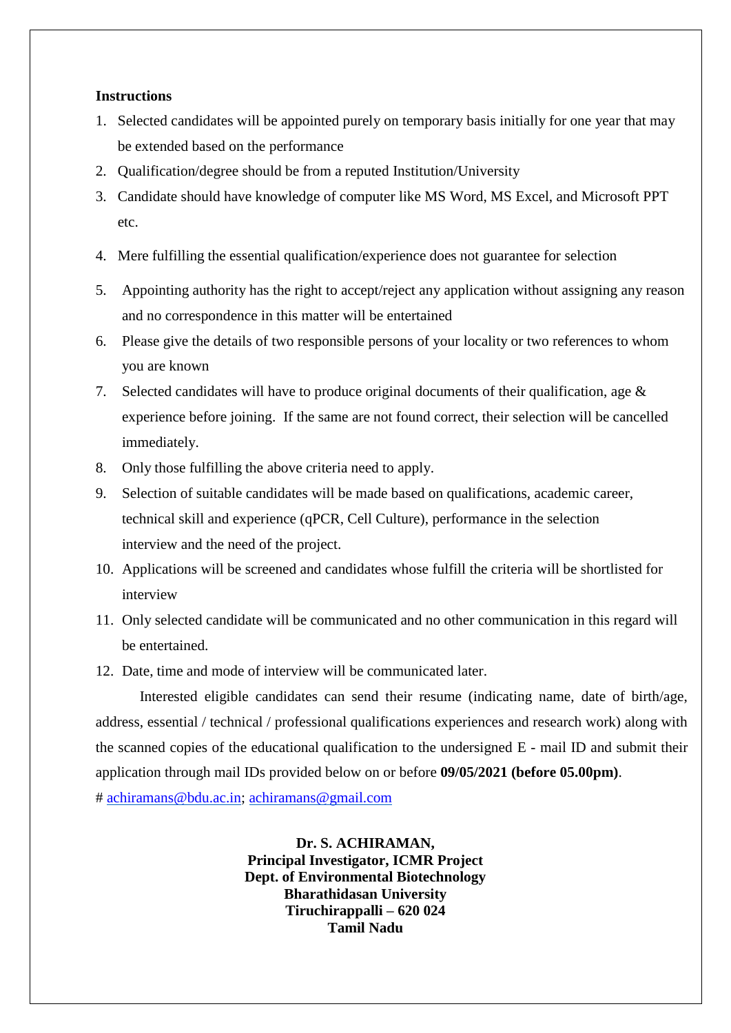**Instructions**

1. Selected candidates will be appointed purely on temporary basis initially for one year that may be extended based on the performance
2. Qualification/degree should be from a reputed Institution/University
3. Candidate should have knowledge of computer like MS Word, MS Excel, and Microsoft PPT etc.
4. Mere fulfilling the essential qualification/experience does not guarantee for selection
5. Appointing authority has the right to accept/reject any application without assigning any reason and no correspondence in this matter will be entertained
6. Please give the details of two responsible persons of your locality or two references to whom you are known
7. Selected candidates will have to produce original documents of their qualification, age & experience before joining. If the same are not found correct, their selection will be cancelled immediately.
8. Only those fulfilling the above criteria need to apply.
9. Selection of suitable candidates will be made based on qualifications, academic career, technical skill and experience (qPCR, Cell Culture), performance in the selection interview and the need of the project.
10. Applications will be screened and candidates whose fulfill the criteria will be shortlisted for interview
11. Only selected candidate will be communicated and no other communication in this regard will be entertained.
12. Date, time and mode of interview will be communicated later.

Interested eligible candidates can send their resume (indicating name, date of birth/age, address, essential / technical / professional qualifications experiences and research work) along with the scanned copies of the educational qualification to the undersigned E - mail ID and submit their application through mail IDs provided below on or before **09/05/2021 (before 05.00pm)**.

# achiramans@bdu.ac.in; achiramans@gmail.com

**Dr. S. ACHIRAMAN,**
**Principal Investigator, ICMR Project**
**Dept. of Environmental Biotechnology**
**Bharathidasan University**
**Tiruchirappalli – 620 024**
**Tamil Nadu**